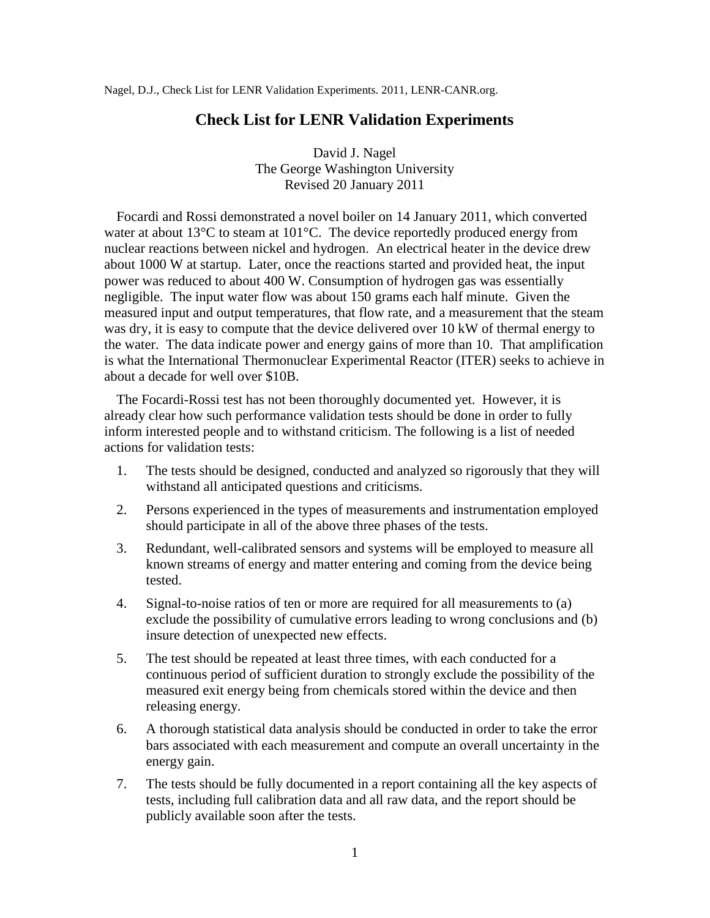Nagel, D.J., Check List for LENR Validation Experiments. 2011, LENR-CANR.org.

# Check List for LENR Validation Experiments

David J. Nagel
The George Washington University
Revised 20 January 2011

Focardi and Rossi demonstrated a novel boiler on 14 January 2011, which converted water at about 13°C to steam at 101°C. The device reportedly produced energy from nuclear reactions between nickel and hydrogen. An electrical heater in the device drew about 1000 W at startup. Later, once the reactions started and provided heat, the input power was reduced to about 400 W. Consumption of hydrogen gas was essentially negligible. The input water flow was about 150 grams each half minute. Given the measured input and output temperatures, that flow rate, and a measurement that the steam was dry, it is easy to compute that the device delivered over 10 kW of thermal energy to the water. The data indicate power and energy gains of more than 10. That amplification is what the International Thermonuclear Experimental Reactor (ITER) seeks to achieve in about a decade for well over $10B.

The Focardi-Rossi test has not been thoroughly documented yet. However, it is already clear how such performance validation tests should be done in order to fully inform interested people and to withstand criticism. The following is a list of needed actions for validation tests:

1. The tests should be designed, conducted and analyzed so rigorously that they will withstand all anticipated questions and criticisms.
2. Persons experienced in the types of measurements and instrumentation employed should participate in all of the above three phases of the tests.
3. Redundant, well-calibrated sensors and systems will be employed to measure all known streams of energy and matter entering and coming from the device being tested.
4. Signal-to-noise ratios of ten or more are required for all measurements to (a) exclude the possibility of cumulative errors leading to wrong conclusions and (b) insure detection of unexpected new effects.
5. The test should be repeated at least three times, with each conducted for a continuous period of sufficient duration to strongly exclude the possibility of the measured exit energy being from chemicals stored within the device and then releasing energy.
6. A thorough statistical data analysis should be conducted in order to take the error bars associated with each measurement and compute an overall uncertainty in the energy gain.
7. The tests should be fully documented in a report containing all the key aspects of tests, including full calibration data and all raw data, and the report should be publicly available soon after the tests.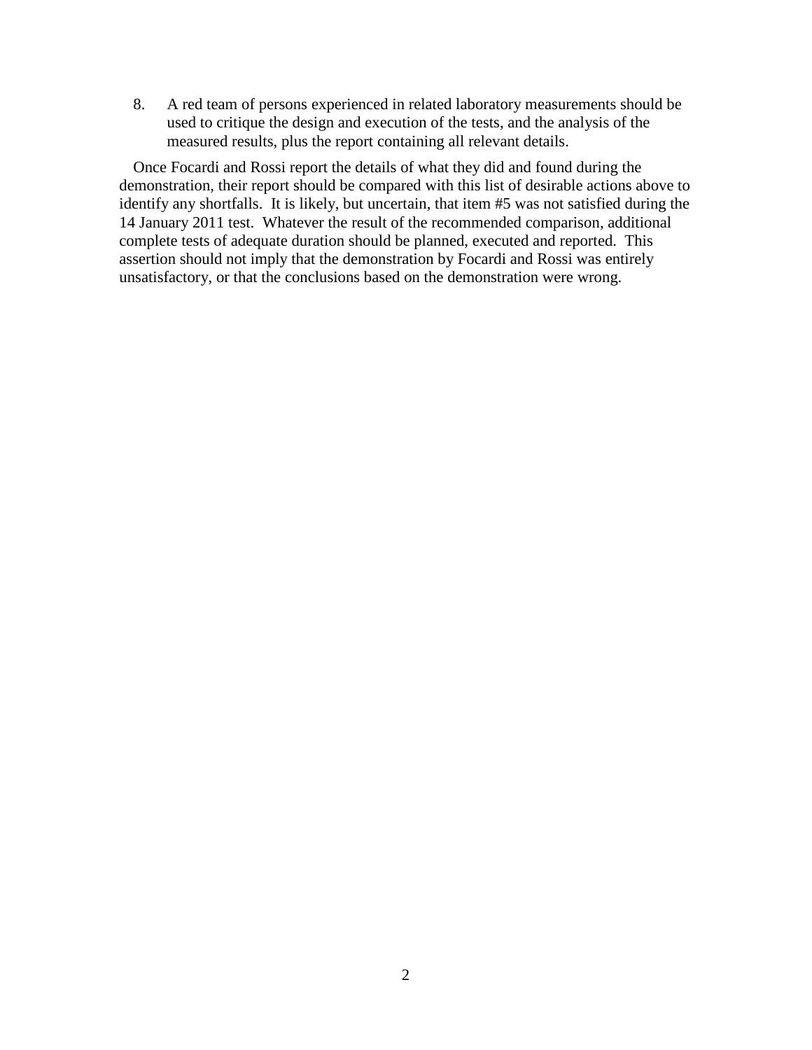8. A red team of persons experienced in related laboratory measurements should be used to critique the design and execution of the tests, and the analysis of the measured results, plus the report containing all relevant details.

Once Focardi and Rossi report the details of what they did and found during the demonstration, their report should be compared with this list of desirable actions above to identify any shortfalls. It is likely, but uncertain, that item #5 was not satisfied during the 14 January 2011 test. Whatever the result of the recommended comparison, additional complete tests of adequate duration should be planned, executed and reported. This assertion should not imply that the demonstration by Focardi and Rossi was entirely unsatisfactory, or that the conclusions based on the demonstration were wrong.